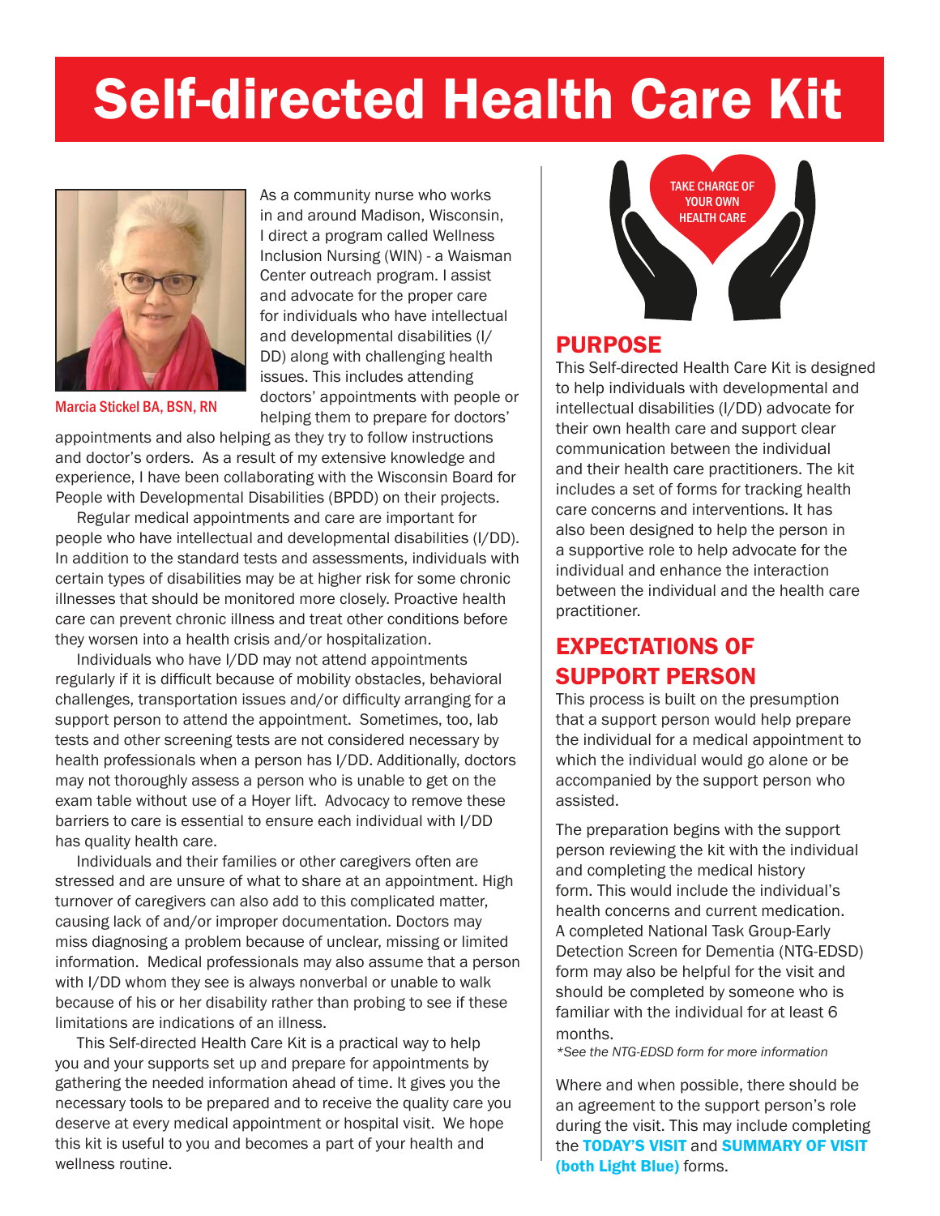# Self-directed Health Care Kit

Marcia Stickel BA, BSN, RN

As a community nurse who works in and around Madison, Wisconsin, I direct a program called Wellness Inclusion Nursing (WIN) - a Waisman Center outreach program. I assist and advocate for the proper care for individuals who have intellectual and developmental disabilities (I/DD) along with challenging health issues. This includes attending doctors' appointments with people or helping them to prepare for doctors' appointments and also helping as they try to follow instructions and doctor's orders. As a result of my extensive knowledge and experience, I have been collaborating with the Wisconsin Board for People with Developmental Disabilities (BPDD) on their projects.

Regular medical appointments and care are important for people who have intellectual and developmental disabilities (I/DD). In addition to the standard tests and assessments, individuals with certain types of disabilities may be at higher risk for some chronic illnesses that should be monitored more closely. Proactive health care can prevent chronic illness and treat other conditions before they worsen into a health crisis and/or hospitalization.

Individuals who have I/DD may not attend appointments regularly if it is difficult because of mobility obstacles, behavioral challenges, transportation issues and/or difficulty arranging for a support person to attend the appointment. Sometimes, too, lab tests and other screening tests are not considered necessary by health professionals when a person has I/DD. Additionally, doctors may not thoroughly assess a person who is unable to get on the exam table without use of a Hoyer lift. Advocacy to remove these barriers to care is essential to ensure each individual with I/DD has quality health care.

Individuals and their families or other caregivers often are stressed and are unsure of what to share at an appointment. High turnover of caregivers can also add to this complicated matter, causing lack of and/or improper documentation. Doctors may miss diagnosing a problem because of unclear, missing or limited information. Medical professionals may also assume that a person with I/DD whom they see is always nonverbal or unable to walk because of his or her disability rather than probing to see if these limitations are indications of an illness.

This Self-directed Health Care Kit is a practical way to help you and your supports set up and prepare for appointments by gathering the needed information ahead of time. It gives you the necessary tools to be prepared and to receive the quality care you deserve at every medical appointment or hospital visit. We hope this kit is useful to you and becomes a part of your health and wellness routine.

TAKE CHARGE OF YOUR OWN HEALTH CARE

## PURPOSE

This Self-directed Health Care Kit is designed to help individuals with developmental and intellectual disabilities (I/DD) advocate for their own health care and support clear communication between the individual and their health care practitioners. The kit includes a set of forms for tracking health care concerns and interventions. It has also been designed to help the person in a supportive role to help advocate for the individual and enhance the interaction between the individual and the health care practitioner.

## EXPECTATIONS OF SUPPORT PERSON

This process is built on the presumption that a support person would help prepare the individual for a medical appointment to which the individual would go alone or be accompanied by the support person who assisted.

The preparation begins with the support person reviewing the kit with the individual and completing the medical history form. This would include the individual's health concerns and current medication. A completed National Task Group-Early Detection Screen for Dementia (NTG-EDSD) form may also be helpful for the visit and should be completed by someone who is familiar with the individual for at least 6 months.

*\*See the NTG-EDSD form for more information*

Where and when possible, there should be an agreement to the support person's role during the visit. This may include completing the **TODAY'S VISIT** and **SUMMARY OF VISIT (both Light Blue)** forms.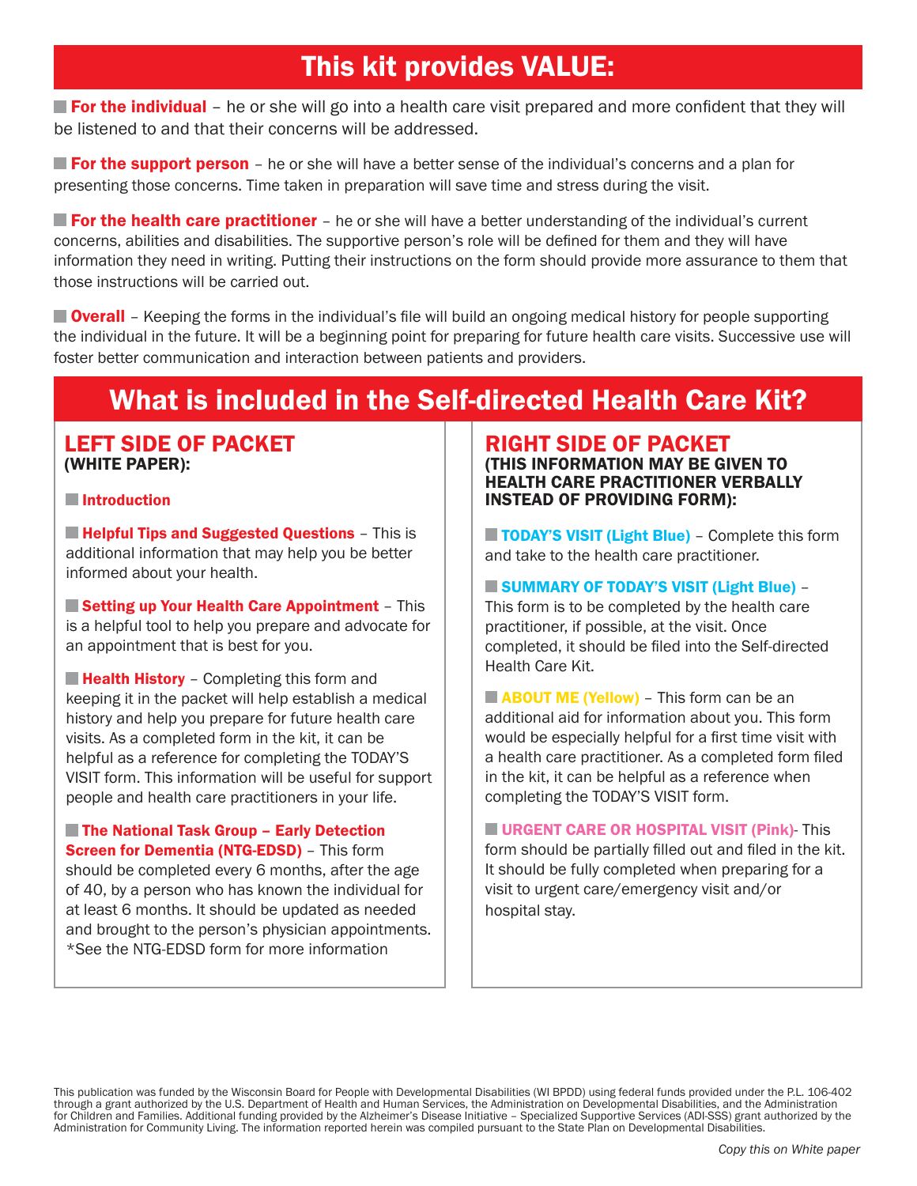## This kit provides VALUE:

**For the individual** – he or she will go into a health care visit prepared and more confident that they will be listened to and that their concerns will be addressed.

**For the support person** – he or she will have a better sense of the individual's concerns and a plan for presenting those concerns. Time taken in preparation will save time and stress during the visit.

**For the health care practitioner** – he or she will have a better understanding of the individual's current concerns, abilities and disabilities. The supportive person's role will be defined for them and they will have information they need in writing. Putting their instructions on the form should provide more assurance to them that those instructions will be carried out.

**Overall** – Keeping the forms in the individual's file will build an ongoing medical history for people supporting the individual in the future. It will be a beginning point for preparing for future health care visits. Successive use will foster better communication and interaction between patients and providers.

## What is included in the Self-directed Health Care Kit?

### LEFT SIDE OF PACKET (WHITE PAPER):

**Introduction**

**Helpful Tips and Suggested Questions** – This is additional information that may help you be better informed about your health.

**Setting up Your Health Care Appointment** – This is a helpful tool to help you prepare and advocate for an appointment that is best for you.

**Health History** – Completing this form and keeping it in the packet will help establish a medical history and help you prepare for future health care visits. As a completed form in the kit, it can be helpful as a reference for completing the TODAY'S VISIT form. This information will be useful for support people and health care practitioners in your life.

**The National Task Group – Early Detection Screen for Dementia (NTG-EDSD)** – This form should be completed every 6 months, after the age of 40, by a person who has known the individual for at least 6 months. It should be updated as needed and brought to the person's physician appointments. *See the NTG-EDSD form for more information

### RIGHT SIDE OF PACKET (THIS INFORMATION MAY BE GIVEN TO HEALTH CARE PRACTITIONER VERBALLY INSTEAD OF PROVIDING FORM):

**TODAY'S VISIT (Light Blue)** – Complete this form and take to the health care practitioner.

**SUMMARY OF TODAY'S VISIT (Light Blue)** – This form is to be completed by the health care practitioner, if possible, at the visit. Once completed, it should be filed into the Self-directed Health Care Kit.

**ABOUT ME (Yellow)** – This form can be an additional aid for information about you. This form would be especially helpful for a first time visit with a health care practitioner. As a completed form filed in the kit, it can be helpful as a reference when completing the TODAY'S VISIT form.

**URGENT CARE OR HOSPITAL VISIT (Pink)**- This form should be partially filled out and filed in the kit. It should be fully completed when preparing for a visit to urgent care/emergency visit and/or hospital stay.

This publication was funded by the Wisconsin Board for People with Developmental Disabilities (WI BPDD) using federal funds provided under the P.L. 106-402 through a grant authorized by the U.S. Department of Health and Human Services, the Administration on Developmental Disabilities, and the Administration for Children and Families. Additional funding provided by the Alzheimer's Disease Initiative – Specialized Supportive Services (ADI-SSS) grant authorized by the Administration for Community Living. The information reported herein was compiled pursuant to the State Plan on Developmental Disabilities.

*Copy this on White paper*